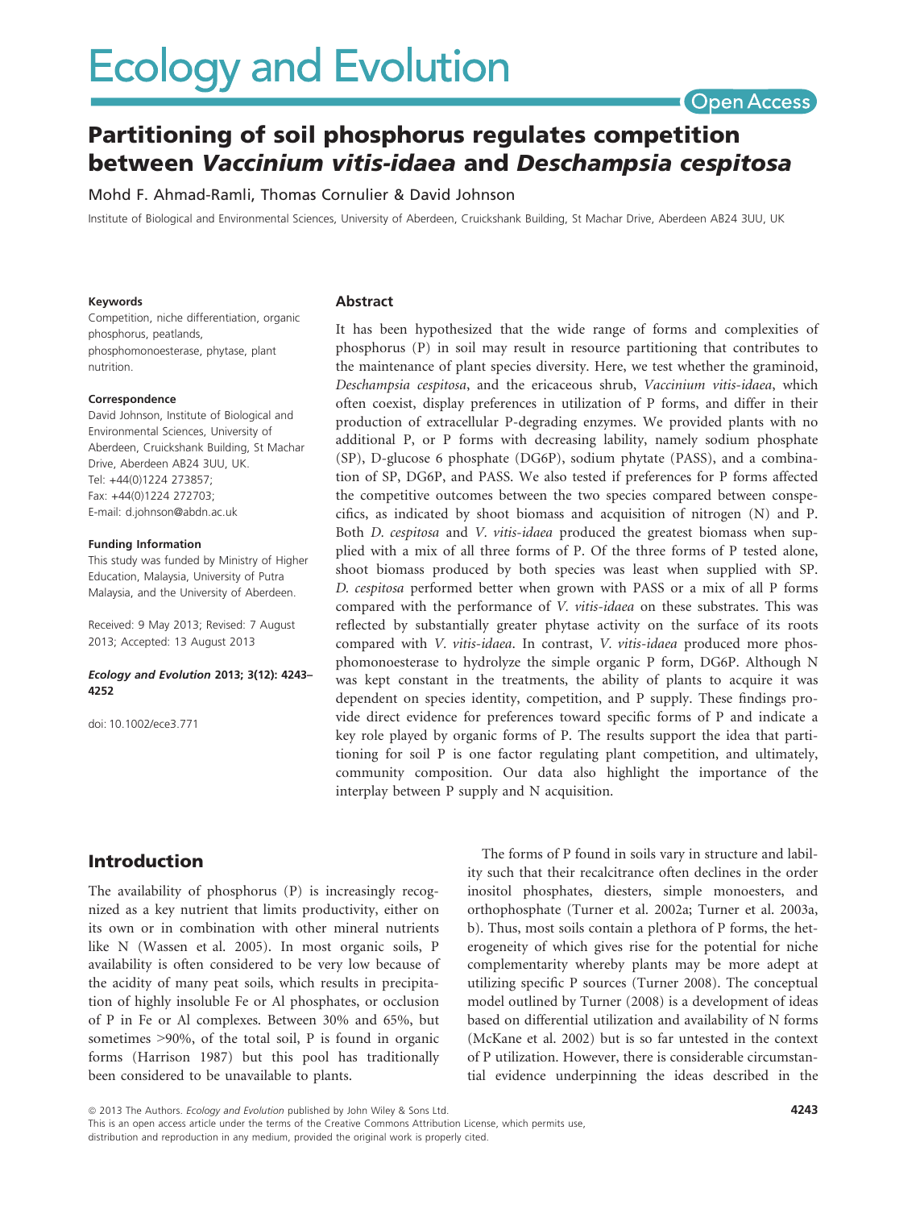# Ecology and Evolution

Open Access

# Partitioning of soil phosphorus regulates competition between *Vaccinium vitis-idaea* and *Deschampsia cespitosa*

Mohd F. Ahmad-Ramli, Thomas Cornulier & David Johnson

Institute of Biological and Environmental Sciences, University of Aberdeen, Cruickshank Building, St Machar Drive, Aberdeen AB24 3UU, UK

**Keywords**

Competition, niche differentiation, organic phosphorus, peatlands, phosphomonoesterase, phytase, plant nutrition.

**Correspondence**

David Johnson, Institute of Biological and Environmental Sciences, University of Aberdeen, Cruickshank Building, St Machar Drive, Aberdeen AB24 3UU, UK.
Tel: +44(0)1224 273857;
Fax: +44(0)1224 272703;
E-mail: d.johnson@abdn.ac.uk

**Funding Information**

This study was funded by Ministry of Higher Education, Malaysia, University of Putra Malaysia, and the University of Aberdeen.

Received: 9 May 2013; Revised: 7 August 2013; Accepted: 13 August 2013

***Ecology and Evolution* 2013; 3(12): 4243–4252**

doi: 10.1002/ece3.771

## Abstract

It has been hypothesized that the wide range of forms and complexities of phosphorus (P) in soil may result in resource partitioning that contributes to the maintenance of plant species diversity. Here, we test whether the graminoid, *Deschampsia cespitosa*, and the ericaceous shrub, *Vaccinium vitis-idaea*, which often coexist, display preferences in utilization of P forms, and differ in their production of extracellular P-degrading enzymes. We provided plants with no additional P, or P forms with decreasing lability, namely sodium phosphate (SP), D-glucose 6 phosphate (DG6P), sodium phytate (PASS), and a combination of SP, DG6P, and PASS. We also tested if preferences for P forms affected the competitive outcomes between the two species compared between conspecifics, as indicated by shoot biomass and acquisition of nitrogen (N) and P. Both *D. cespitosa* and *V. vitis-idaea* produced the greatest biomass when supplied with a mix of all three forms of P. Of the three forms of P tested alone, shoot biomass produced by both species was least when supplied with SP. *D. cespitosa* performed better when grown with PASS or a mix of all P forms compared with the performance of *V. vitis-idaea* on these substrates. This was reflected by substantially greater phytase activity on the surface of its roots compared with *V. vitis-idaea*. In contrast, *V. vitis-idaea* produced more phosphomonoesterase to hydrolyze the simple organic P form, DG6P. Although N was kept constant in the treatments, the ability of plants to acquire it was dependent on species identity, competition, and P supply. These findings provide direct evidence for preferences toward specific forms of P and indicate a key role played by organic forms of P. The results support the idea that partitioning for soil P is one factor regulating plant competition, and ultimately, community composition. Our data also highlight the importance of the interplay between P supply and N acquisition.

## Introduction

The availability of phosphorus (P) is increasingly recognized as a key nutrient that limits productivity, either on its own or in combination with other mineral nutrients like N (Wassen et al. 2005). In most organic soils, P availability is often considered to be very low because of the acidity of many peat soils, which results in precipitation of highly insoluble Fe or Al phosphates, or occlusion of P in Fe or Al complexes. Between 30% and 65%, but sometimes >90%, of the total soil, P is found in organic forms (Harrison 1987) but this pool has traditionally been considered to be unavailable to plants.

The forms of P found in soils vary in structure and lability such that their recalcitrance often declines in the order inositol phosphates, diesters, simple monoesters, and orthophosphate (Turner et al. 2002a; Turner et al. 2003a, b). Thus, most soils contain a plethora of P forms, the heterogeneity of which gives rise for the potential for niche complementarity whereby plants may be more adept at utilizing specific P sources (Turner 2008). The conceptual model outlined by Turner (2008) is a development of ideas based on differential utilization and availability of N forms (McKane et al. 2002) but is so far untested in the context of P utilization. However, there is considerable circumstantial evidence underpinning the ideas described in the

© 2013 The Authors. *Ecology and Evolution* published by John Wiley & Sons Ltd.
This is an open access article under the terms of the Creative Commons Attribution License, which permits use, distribution and reproduction in any medium, provided the original work is properly cited.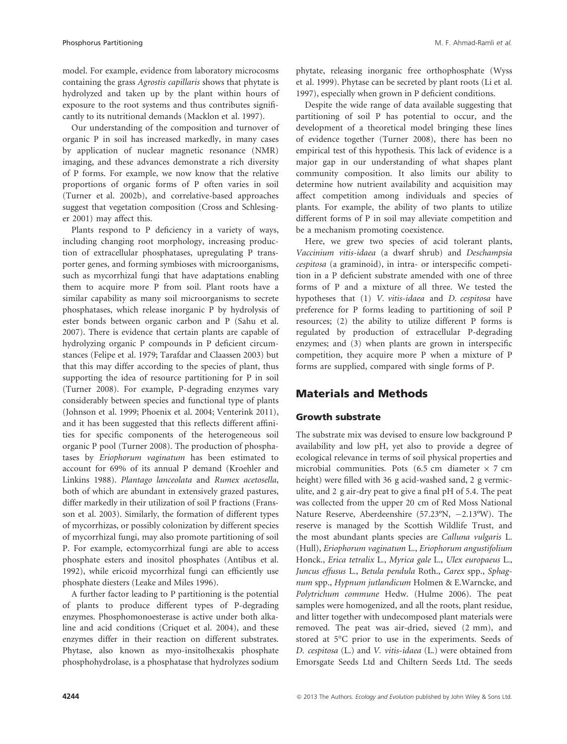model. For example, evidence from laboratory microcosms containing the grass *Agrostis capillaris* shows that phytate is hydrolyzed and taken up by the plant within hours of exposure to the root systems and thus contributes significantly to its nutritional demands (Macklon et al. 1997).

Our understanding of the composition and turnover of organic P in soil has increased markedly, in many cases by application of nuclear magnetic resonance (NMR) imaging, and these advances demonstrate a rich diversity of P forms. For example, we now know that the relative proportions of organic forms of P often varies in soil (Turner et al. 2002b), and correlative-based approaches suggest that vegetation composition (Cross and Schlesinger 2001) may affect this.

Plants respond to P deficiency in a variety of ways, including changing root morphology, increasing production of extracellular phosphatases, upregulating P transporter genes, and forming symbioses with microorganisms, such as mycorrhizal fungi that have adaptations enabling them to acquire more P from soil. Plant roots have a similar capability as many soil microorganisms to secrete phosphatases, which release inorganic P by hydrolysis of ester bonds between organic carbon and P (Sahu et al. 2007). There is evidence that certain plants are capable of hydrolyzing organic P compounds in P deficient circumstances (Felipe et al. 1979; Tarafdar and Claassen 2003) but that this may differ according to the species of plant, thus supporting the idea of resource partitioning for P in soil (Turner 2008). For example, P-degrading enzymes vary considerably between species and functional type of plants (Johnson et al. 1999; Phoenix et al. 2004; Venterink 2011), and it has been suggested that this reflects different affinities for specific components of the heterogeneous soil organic P pool (Turner 2008). The production of phosphatases by *Eriophorum vaginatum* has been estimated to account for 69% of its annual P demand (Kroehler and Linkins 1988). *Plantago lanceolata* and *Rumex acetosella*, both of which are abundant in extensively grazed pastures, differ markedly in their utilization of soil P fractions (Fransson et al. 2003). Similarly, the formation of different types of mycorrhizas, or possibly colonization by different species of mycorrhizal fungi, may also promote partitioning of soil P. For example, ectomycorrhizal fungi are able to access phosphate esters and inositol phosphates (Antibus et al. 1992), while ericoid mycorrhizal fungi can efficiently use phosphate diesters (Leake and Miles 1996).

A further factor leading to P partitioning is the potential of plants to produce different types of P-degrading enzymes. Phosphomonoesterase is active under both alkaline and acid conditions (Criquet et al. 2004), and these enzymes differ in their reaction on different substrates. Phytase, also known as myo-insitolhexakis phosphate phosphohydrolase, is a phosphatase that hydrolyzes sodium phytate, releasing inorganic free orthophosphate (Wyss et al. 1999). Phytase can be secreted by plant roots (Li et al. 1997), especially when grown in P deficient conditions.

Despite the wide range of data available suggesting that partitioning of soil P has potential to occur, and the development of a theoretical model bringing these lines of evidence together (Turner 2008), there has been no empirical test of this hypothesis. This lack of evidence is a major gap in our understanding of what shapes plant community composition. It also limits our ability to determine how nutrient availability and acquisition may affect competition among individuals and species of plants. For example, the ability of two plants to utilize different forms of P in soil may alleviate competition and be a mechanism promoting coexistence.

Here, we grew two species of acid tolerant plants, *Vaccinium vitis-idaea* (a dwarf shrub) and *Deschampsia cespitosa* (a graminoid), in intra- or interspecific competition in a P deficient substrate amended with one of three forms of P and a mixture of all three. We tested the hypotheses that (1) *V. vitis-idaea* and *D. cespitosa* have preference for P forms leading to partitioning of soil P resources; (2) the ability to utilize different P forms is regulated by production of extracellular P-degrading enzymes; and (3) when plants are grown in interspecific competition, they acquire more P when a mixture of P forms are supplied, compared with single forms of P.

## Materials and Methods

### Growth substrate

The substrate mix was devised to ensure low background P availability and low pH, yet also to provide a degree of ecological relevance in terms of soil physical properties and microbial communities. Pots (6.5 cm diameter × 7 cm height) were filled with 36 g acid-washed sand, 2 g vermiculite, and 2 g air-dry peat to give a final pH of 5.4. The peat was collected from the upper 20 cm of Red Moss National Nature Reserve, Aberdeenshire (57.23ºN, −2.13ºW). The reserve is managed by the Scottish Wildlife Trust, and the most abundant plants species are *Calluna vulgaris* L. (Hull), *Eriophorum vaginatum* L., *Eriophorum angustifolium* Honck., *Erica tetralix* L., *Myrica gale* L., *Ulex europaeus* L., *Juncus effusus* L., *Betula pendula* Roth., *Carex* spp., *Sphagnum* spp., *Hypnum jutlandicum* Holmen & E.Warncke, and *Polytrichum commune* Hedw. (Hulme 2006). The peat samples were homogenized, and all the roots, plant residue, and litter together with undecomposed plant materials were removed. The peat was air-dried, sieved (2 mm), and stored at 5°C prior to use in the experiments. Seeds of *D. cespitosa* (L.) and *V. vitis-idaea* (L.) were obtained from Emorsgate Seeds Ltd and Chiltern Seeds Ltd. The seeds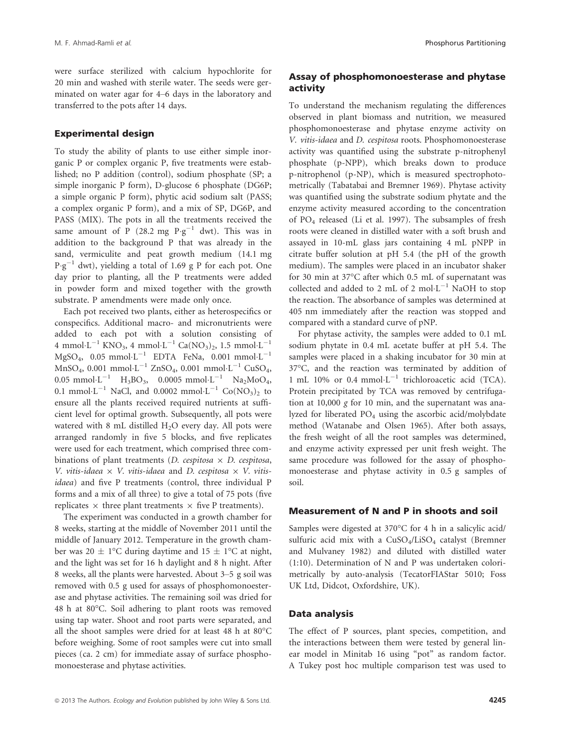were surface sterilized with calcium hypochlorite for 20 min and washed with sterile water. The seeds were germinated on water agar for 4–6 days in the laboratory and transferred to the pots after 14 days.

### Experimental design

To study the ability of plants to use either simple inorganic P or complex organic P, five treatments were established; no P addition (control), sodium phosphate (SP; a simple inorganic P form), D-glucose 6 phosphate (DG6P; a simple organic P form), phytic acid sodium salt (PASS; a complex organic P form), and a mix of SP, DG6P, and PASS (MIX). The pots in all the treatments received the same amount of P (28.2 mg $P \cdot g^{-1}$ dwt). This was in addition to the background P that was already in the sand, vermiculite and peat growth medium (14.1 mg $P \cdot g^{-1}$ dwt), yielding a total of 1.69 g P for each pot. One day prior to planting, all the P treatments were added in powder form and mixed together with the growth substrate. P amendments were made only once.

Each pot received two plants, either as heterospecifics or conspecifics. Additional macro- and micronutrients were added to each pot with a solution consisting of 4 $mmol \cdot L^{-1}$ $KNO_3$, 4 $mmol \cdot L^{-1}$ $Ca(NO_3)_2$, 1.5 $mmol \cdot L^{-1}$ $MgSO_4$, 0.05 $mmol \cdot L^{-1}$ EDTA FeNa, 0.001 $mmol \cdot L^{-1}$ $MnSO_4$, 0.001 $mmol \cdot L^{-1}$ $ZnSO_4$, 0.001 $mmol \cdot L^{-1}$ $CuSO_4$, 0.05 $mmol \cdot L^{-1}$ $H_3BO_3$, 0.0005 $mmol \cdot L^{-1}$ $Na_2MoO_4$, 0.1 $mmol \cdot L^{-1}$ NaCl, and 0.0002 $mmol \cdot L^{-1}$ $Co(NO_3)_2$ to ensure all the plants received required nutrients at sufficient level for optimal growth. Subsequently, all pots were watered with 8 mL distilled $H_2O$ every day. All pots were arranged randomly in five 5 blocks, and five replicates were used for each treatment, which comprised three combinations of plant treatments (*D. cespitosa* × *D. cespitosa*, *V. vitis-idaea* × *V. vitis-idaea* and *D. cespitosa* × *V. vitis-idaea*) and five P treatments (control, three individual P forms and a mix of all three) to give a total of 75 pots (five replicates × three plant treatments × five P treatments).

The experiment was conducted in a growth chamber for 8 weeks, starting at the middle of November 2011 until the middle of January 2012. Temperature in the growth chamber was 20 ± 1°C during daytime and 15 ± 1°C at night, and the light was set for 16 h daylight and 8 h night. After 8 weeks, all the plants were harvested. About 3–5 g soil was removed with 0.5 g used for assays of phosphomonoesterase and phytase activities. The remaining soil was dried for 48 h at 80°C. Soil adhering to plant roots was removed using tap water. Shoot and root parts were separated, and all the shoot samples were dried for at least 48 h at 80°C before weighing. Some of root samples were cut into small pieces (ca. 2 cm) for immediate assay of surface phosphomonoesterase and phytase activities.

### Assay of phosphomonoesterase and phytase activity

To understand the mechanism regulating the differences observed in plant biomass and nutrition, we measured phosphomonoesterase and phytase enzyme activity on *V. vitis-idaea* and *D. cespitosa* roots. Phosphomonoesterase activity was quantified using the substrate p-nitrophenyl phosphate (p-NPP), which breaks down to produce p-nitrophenol (p-NP), which is measured spectrophotometrically (Tabatabai and Bremner 1969). Phytase activity was quantified using the substrate sodium phytate and the enzyme activity measured according to the concentration of $PO_4$ released (Li et al. 1997). The subsamples of fresh roots were cleaned in distilled water with a soft brush and assayed in 10-mL glass jars containing 4 mL pNPP in citrate buffer solution at pH 5.4 (the pH of the growth medium). The samples were placed in an incubator shaker for 30 min at 37°C after which 0.5 mL of supernatant was collected and added to 2 mL of 2 $mol \cdot L^{-1}$ NaOH to stop the reaction. The absorbance of samples was determined at 405 nm immediately after the reaction was stopped and compared with a standard curve of pNP.

For phytase activity, the samples were added to 0.1 mL sodium phytate in 0.4 mL acetate buffer at pH 5.4. The samples were placed in a shaking incubator for 30 min at 37°C, and the reaction was terminated by addition of 1 mL 10% or 0.4 $mmol \cdot L^{-1}$ trichloroacetic acid (TCA). Protein precipitated by TCA was removed by centrifugation at 10,000 *g* for 10 min, and the supernatant was analyzed for liberated $PO_4$ using the ascorbic acid/molybdate method (Watanabe and Olsen 1965). After both assays, the fresh weight of all the root samples was determined, and enzyme activity expressed per unit fresh weight. The same procedure was followed for the assay of phosphomonoesterase and phytase activity in 0.5 g samples of soil.

### Measurement of N and P in shoots and soil

Samples were digested at 370°C for 4 h in a salicylic acid/sulfuric acid mix with a $CuSO_4$/$LiSO_4$ catalyst (Bremner and Mulvaney 1982) and diluted with distilled water (1:10). Determination of N and P was undertaken colorimetrically by auto-analysis (TecatorFIAStar 5010; Foss UK Ltd, Didcot, Oxfordshire, UK).

### Data analysis

The effect of P sources, plant species, competition, and the interactions between them were tested by general linear model in Minitab 16 using "pot" as random factor. A Tukey post hoc multiple comparison test was used to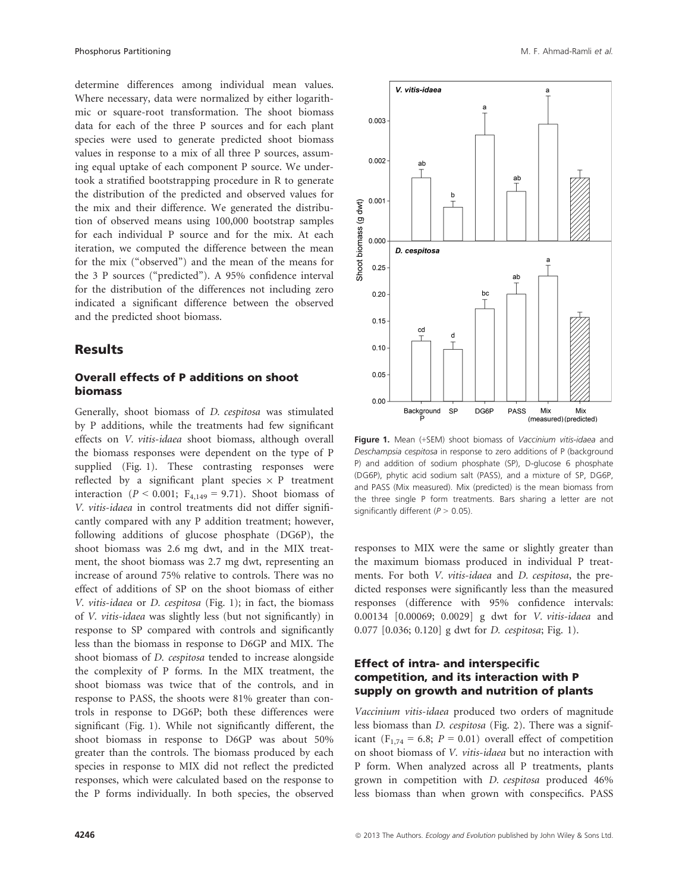determine differences among individual mean values. Where necessary, data were normalized by either logarithmic or square-root transformation. The shoot biomass data for each of the three P sources and for each plant species were used to generate predicted shoot biomass values in response to a mix of all three P sources, assuming equal uptake of each component P source. We undertook a stratified bootstrapping procedure in R to generate the distribution of the predicted and observed values for the mix and their difference. We generated the distribution of observed means using 100,000 bootstrap samples for each individual P source and for the mix. At each iteration, we computed the difference between the mean for the mix ("observed") and the mean of the means for the 3 P sources ("predicted"). A 95% confidence interval for the distribution of the differences not including zero indicated a significant difference between the observed and the predicted shoot biomass.

## Results

### Overall effects of P additions on shoot biomass

Generally, shoot biomass of *D. cespitosa* was stimulated by P additions, while the treatments had few significant effects on *V. vitis-idaea* shoot biomass, although overall the biomass responses were dependent on the type of P supplied (Fig. 1). These contrasting responses were reflected by a significant plant species × P treatment interaction ($P < 0.001$; $F_{4,149} = 9.71$). Shoot biomass of *V. vitis-idaea* in control treatments did not differ significantly compared with any P addition treatment; however, following additions of glucose phosphate (DG6P), the shoot biomass was 2.6 mg dwt, and in the MIX treatment, the shoot biomass was 2.7 mg dwt, representing an increase of around 75% relative to controls. There was no effect of additions of SP on the shoot biomass of either *V. vitis-idaea* or *D. cespitosa* (Fig. 1); in fact, the biomass of *V. vitis-idaea* was slightly less (but not significantly) in response to SP compared with controls and significantly less than the biomass in response to D6GP and MIX. The shoot biomass of *D. cespitosa* tended to increase alongside the complexity of P forms. In the MIX treatment, the shoot biomass was twice that of the controls, and in response to PASS, the shoots were 81% greater than controls in response to DG6P; both these differences were significant (Fig. 1). While not significantly different, the shoot biomass in response to D6GP was about 50% greater than the controls. The biomass produced by each species in response to MIX did not reflect the predicted responses, which were calculated based on the response to the P forms individually. In both species, the observed responses to MIX were the same or slightly greater than the maximum biomass produced in individual P treatments. For both *V. vitis-idaea* and *D. cespitosa*, the predicted responses were significantly less than the measured responses (difference with 95% confidence intervals: 0.00134 [0.00069; 0.0029] g dwt for *V. vitis-idaea* and 0.077 [0.036; 0.120] g dwt for *D. cespitosa*; Fig. 1).

**Figure 1.** Mean (+SEM) shoot biomass of *Vaccinium vitis-idaea* and *Deschampsia cespitosa* in response to zero additions of P (background P) and addition of sodium phosphate (SP), D-glucose 6 phosphate (DG6P), phytic acid sodium salt (PASS), and a mixture of SP, DG6P, and PASS (Mix measured). Mix (predicted) is the mean biomass from the three single P form treatments. Bars sharing a letter are not significantly different ($P > 0.05$).

### Effect of intra- and interspecific competition, and its interaction with P supply on growth and nutrition of plants

*Vaccinium vitis-idaea* produced two orders of magnitude less biomass than *D. cespitosa* (Fig. 2). There was a significant ($F_{1,74} = 6.8$; $P = 0.01$) overall effect of competition on shoot biomass of *V. vitis-idaea* but no interaction with P form. When analyzed across all P treatments, plants grown in competition with *D. cespitosa* produced 46% less biomass than when grown with conspecifics. PASS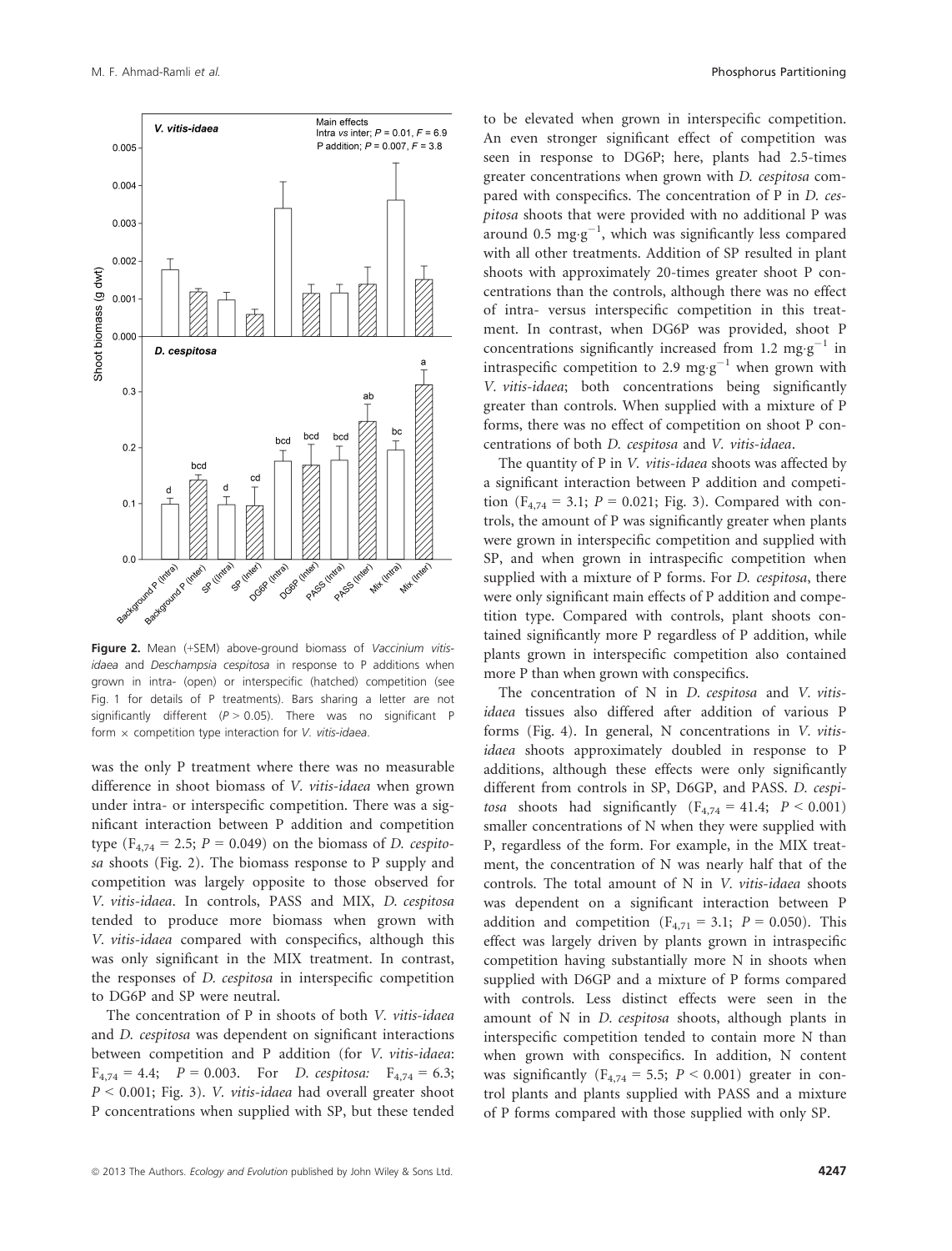**Figure 2.** Mean (+SEM) above-ground biomass of *Vaccinium vitis-idaea* and *Deschampsia cespitosa* in response to P additions when grown in intra- (open) or interspecific (hatched) competition (see Fig. 1 for details of P treatments). Bars sharing a letter are not significantly different ($P > 0.05$). There was no significant P form × competition type interaction for *V. vitis-idaea*.

was the only P treatment where there was no measurable difference in shoot biomass of *V. vitis-idaea* when grown under intra- or interspecific competition. There was a significant interaction between P addition and competition type ($F_{4,74} = 2.5$; $P = 0.049$) on the biomass of *D. cespitosa* shoots (Fig. 2). The biomass response to P supply and competition was largely opposite to those observed for *V. vitis-idaea*. In controls, PASS and MIX, *D. cespitosa* tended to produce more biomass when grown with *V. vitis-idaea* compared with conspecifics, although this was only significant in the MIX treatment. In contrast, the responses of *D. cespitosa* in interspecific competition to DG6P and SP were neutral.

The concentration of P in shoots of both *V. vitis-idaea* and *D. cespitosa* was dependent on significant interactions between competition and P addition (for *V. vitis-idaea*: $F_{4,74} = 4.4$; $P = 0.003$. For *D. cespitosa:* $F_{4,74} = 6.3$; $P < 0.001$; Fig. 3). *V. vitis-idaea* had overall greater shoot P concentrations when supplied with SP, but these tended to be elevated when grown in interspecific competition. An even stronger significant effect of competition was seen in response to DG6P; here, plants had 2.5-times greater concentrations when grown with *D. cespitosa* compared with conspecifics. The concentration of P in *D. cespitosa* shoots that were provided with no additional P was around 0.5 $\text{mg·g}^{-1}$, which was significantly less compared with all other treatments. Addition of SP resulted in plant shoots with approximately 20-times greater shoot P concentrations than the controls, although there was no effect of intra- versus interspecific competition in this treatment. In contrast, when DG6P was provided, shoot P concentrations significantly increased from 1.2 $\text{mg·g}^{-1}$ in intraspecific competition to 2.9 $\text{mg·g}^{-1}$ when grown with *V. vitis-idaea*; both concentrations being significantly greater than controls. When supplied with a mixture of P forms, there was no effect of competition on shoot P concentrations of both *D. cespitosa* and *V. vitis-idaea*.

The quantity of P in *V. vitis-idaea* shoots was affected by a significant interaction between P addition and competition ($F_{4,74} = 3.1$; $P = 0.021$; Fig. 3). Compared with controls, the amount of P was significantly greater when plants were grown in interspecific competition and supplied with SP, and when grown in intraspecific competition when supplied with a mixture of P forms. For *D. cespitosa*, there were only significant main effects of P addition and competition type. Compared with controls, plant shoots contained significantly more P regardless of P addition, while plants grown in interspecific competition also contained more P than when grown with conspecifics.

The concentration of N in *D. cespitosa* and *V. vitis-idaea* tissues also differed after addition of various P forms (Fig. 4). In general, N concentrations in *V. vitis-idaea* shoots approximately doubled in response to P additions, although these effects were only significantly different from controls in SP, D6GP, and PASS. *D. cespitosa* shoots had significantly ($F_{4,74} = 41.4$; $P < 0.001$) smaller concentrations of N when they were supplied with P, regardless of the form. For example, in the MIX treatment, the concentration of N was nearly half that of the controls. The total amount of N in *V. vitis-idaea* shoots was dependent on a significant interaction between P addition and competition ($F_{4,71} = 3.1$; $P = 0.050$). This effect was largely driven by plants grown in intraspecific competition having substantially more N in shoots when supplied with D6GP and a mixture of P forms compared with controls. Less distinct effects were seen in the amount of N in *D. cespitosa* shoots, although plants in interspecific competition tended to contain more N than when grown with conspecifics. In addition, N content was significantly ($F_{4,74} = 5.5$; $P < 0.001$) greater in control plants and plants supplied with PASS and a mixture of P forms compared with those supplied with only SP.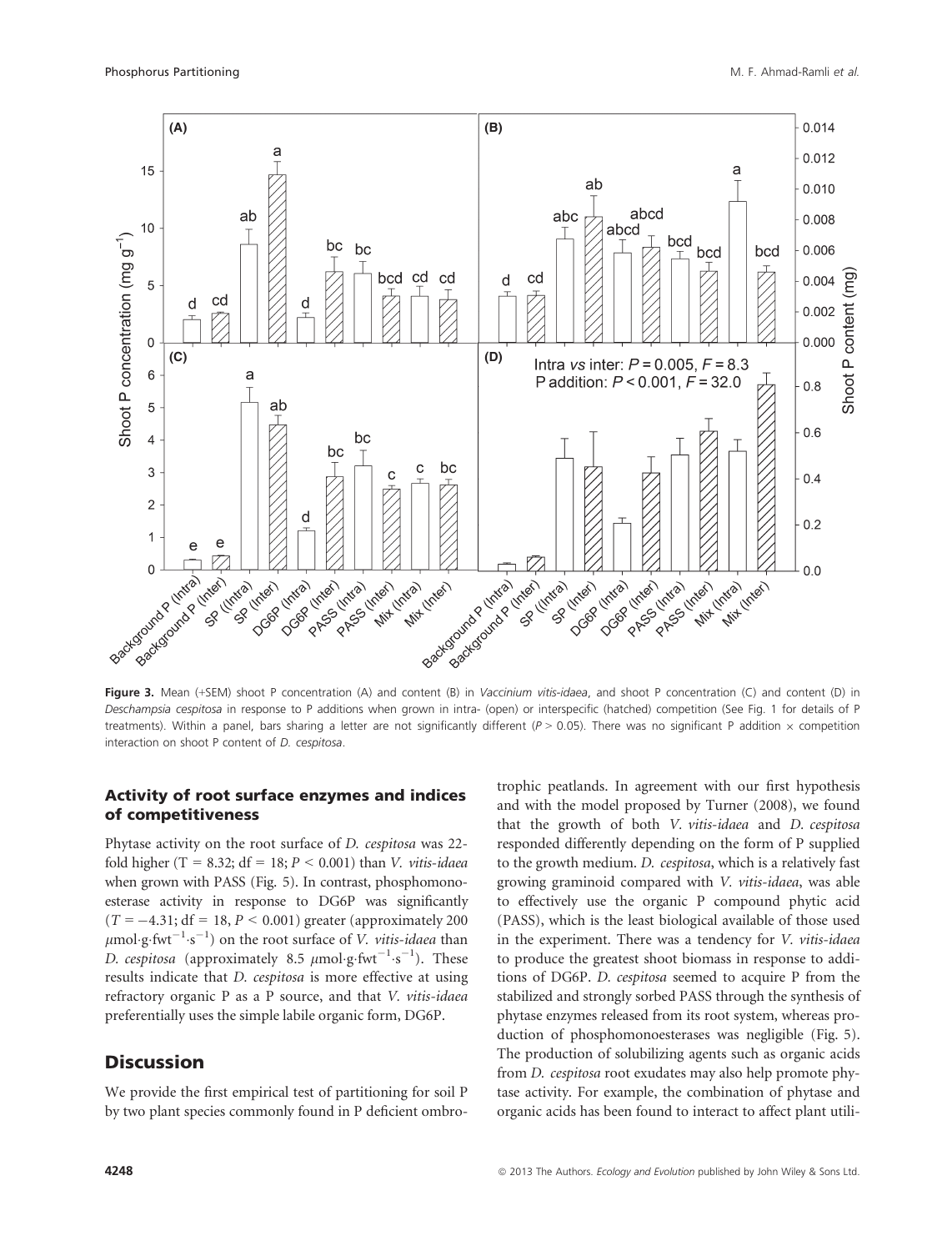**Figure 3.** Mean (+SEM) shoot P concentration (A) and content (B) in *Vaccinium vitis-idaea*, and shoot P concentration (C) and content (D) in *Deschampsia cespitosa* in response to P additions when grown in intra- (open) or interspecific (hatched) competition (See Fig. 1 for details of P treatments). Within a panel, bars sharing a letter are not significantly different ($P > 0.05$). There was no significant P addition × competition interaction on shoot P content of *D. cespitosa*.

### Activity of root surface enzymes and indices of competitiveness

Phytase activity on the root surface of *D. cespitosa* was 22-fold higher ($T = 8.32$; df = 18; $P < 0.001$) than *V. vitis-idaea* when grown with PASS (Fig. 5). In contrast, phosphomonoesterase activity in response to DG6P was significantly ($T = -4.31$; df = 18, $P < 0.001$) greater (approximately 200 $\mu$mol·g·fwt$^{-1}$·s$^{-1}$) on the root surface of *V. vitis-idaea* than *D. cespitosa* (approximately 8.5 $\mu$mol·g·fwt$^{-1}$·s$^{-1}$). These results indicate that *D. cespitosa* is more effective at using refractory organic P as a P source, and that *V. vitis-idaea* preferentially uses the simple labile organic form, DG6P.

## Discussion

We provide the first empirical test of partitioning for soil P by two plant species commonly found in P deficient ombrotrophic peatlands. In agreement with our first hypothesis and with the model proposed by Turner (2008), we found that the growth of both *V. vitis-idaea* and *D. cespitosa* responded differently depending on the form of P supplied to the growth medium. *D. cespitosa*, which is a relatively fast growing graminoid compared with *V. vitis-idaea*, was able to effectively use the organic P compound phytic acid (PASS), which is the least biological available of those used in the experiment. There was a tendency for *V. vitis-idaea* to produce the greatest shoot biomass in response to additions of DG6P. *D. cespitosa* seemed to acquire P from the stabilized and strongly sorbed PASS through the synthesis of phytase enzymes released from its root system, whereas production of phosphomonoesterases was negligible (Fig. 5). The production of solubilizing agents such as organic acids from *D. cespitosa* root exudates may also help promote phytase activity. For example, the combination of phytase and organic acids has been found to interact to affect plant utili-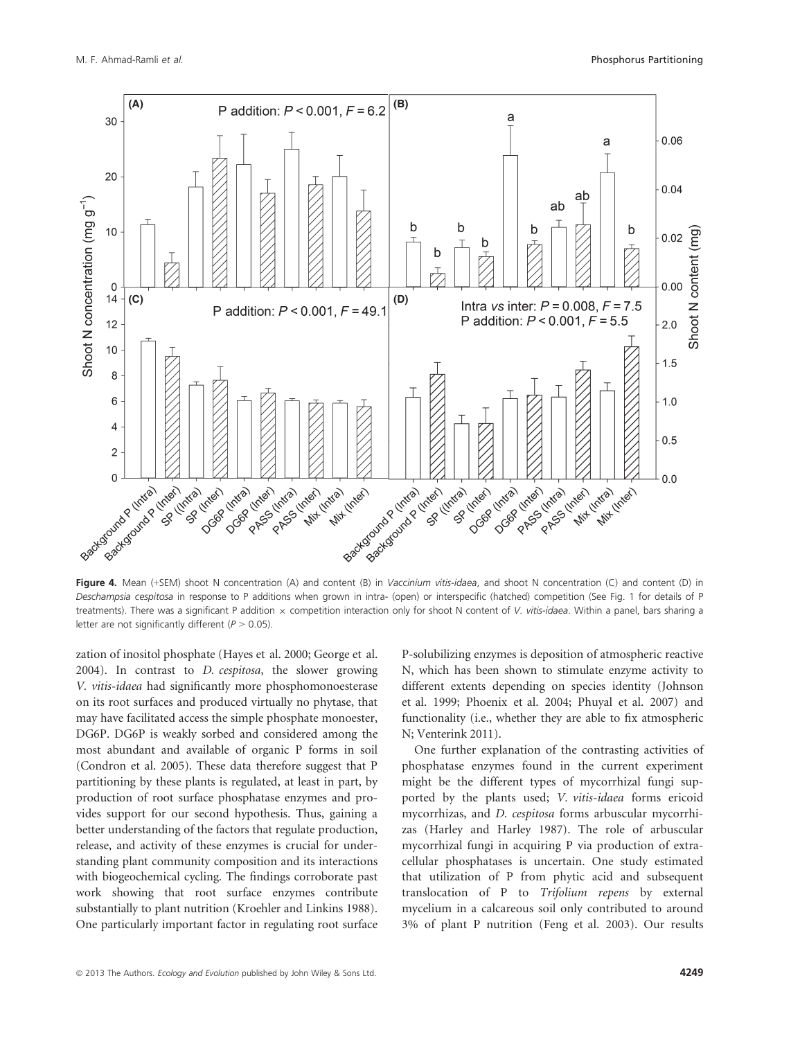Figure 4. Mean (+SEM) shoot N concentration (A) and content (B) in *Vaccinium vitis-idaea*, and shoot N concentration (C) and content (D) in *Deschampsia cespitosa* in response to P additions when grown in intra- (open) or interspecific (hatched) competition (See Fig. 1 for details of P treatments). There was a significant P addition × competition interaction only for shoot N content of *V. vitis-idaea*. Within a panel, bars sharing a letter are not significantly different ($P > 0.05$).

zation of inositol phosphate (Hayes et al. 2000; George et al. 2004). In contrast to *D. cespitosa*, the slower growing *V. vitis-idaea* had significantly more phosphomonoesterase on its root surfaces and produced virtually no phytase, that may have facilitated access the simple phosphate monoester, DG6P. DG6P is weakly sorbed and considered among the most abundant and available of organic P forms in soil (Condron et al. 2005). These data therefore suggest that P partitioning by these plants is regulated, at least in part, by production of root surface phosphatase enzymes and provides support for our second hypothesis. Thus, gaining a better understanding of the factors that regulate production, release, and activity of these enzymes is crucial for understanding plant community composition and its interactions with biogeochemical cycling. The findings corroborate past work showing that root surface enzymes contribute substantially to plant nutrition (Kroehler and Linkins 1988). One particularly important factor in regulating root surface P-solubilizing enzymes is deposition of atmospheric reactive N, which has been shown to stimulate enzyme activity to different extents depending on species identity (Johnson et al. 1999; Phoenix et al. 2004; Phuyal et al. 2007) and functionality (i.e., whether they are able to fix atmospheric N; Venterink 2011).

One further explanation of the contrasting activities of phosphatase enzymes found in the current experiment might be the different types of mycorrhizal fungi supported by the plants used; *V. vitis-idaea* forms ericoid mycorrhizas, and *D. cespitosa* forms arbuscular mycorrhizas (Harley and Harley 1987). The role of arbuscular mycorrhizal fungi in acquiring P via production of extracellular phosphatases is uncertain. One study estimated that utilization of P from phytic acid and subsequent translocation of P to *Trifolium repens* by external mycelium in a calcareous soil only contributed to around 3% of plant P nutrition (Feng et al. 2003). Our results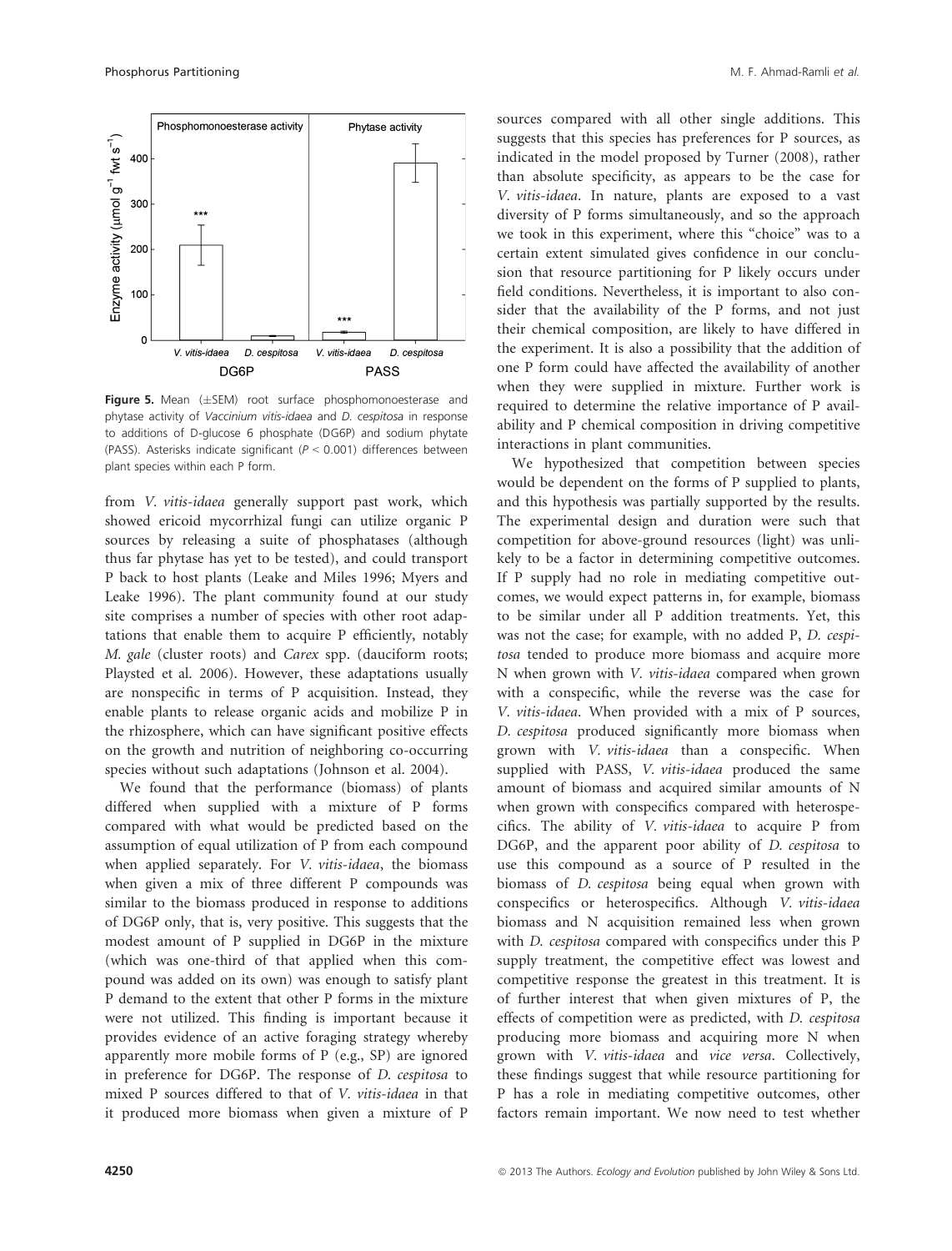**Figure 5.** Mean (±SEM) root surface phosphomonoesterase and phytase activity of *Vaccinium vitis-idaea* and *D. cespitosa* in response to additions of D-glucose 6 phosphate (DG6P) and sodium phytate (PASS). Asterisks indicate significant ($P < 0.001$) differences between plant species within each P form.

from *V. vitis-idaea* generally support past work, which showed ericoid mycorrhizal fungi can utilize organic P sources by releasing a suite of phosphatases (although thus far phytase has yet to be tested), and could transport P back to host plants (Leake and Miles 1996; Myers and Leake 1996). The plant community found at our study site comprises a number of species with other root adaptations that enable them to acquire P efficiently, notably *M. gale* (cluster roots) and *Carex* spp. (dauciform roots; Playsted et al. 2006). However, these adaptations usually are nonspecific in terms of P acquisition. Instead, they enable plants to release organic acids and mobilize P in the rhizosphere, which can have significant positive effects on the growth and nutrition of neighboring co-occurring species without such adaptations (Johnson et al. 2004).

We found that the performance (biomass) of plants differed when supplied with a mixture of P forms compared with what would be predicted based on the assumption of equal utilization of P from each compound when applied separately. For *V. vitis-idaea*, the biomass when given a mix of three different P compounds was similar to the biomass produced in response to additions of DG6P only, that is, very positive. This suggests that the modest amount of P supplied in DG6P in the mixture (which was one-third of that applied when this compound was added on its own) was enough to satisfy plant P demand to the extent that other P forms in the mixture were not utilized. This finding is important because it provides evidence of an active foraging strategy whereby apparently more mobile forms of P (e.g., SP) are ignored in preference for DG6P. The response of *D. cespitosa* to mixed P sources differed to that of *V. vitis-idaea* in that it produced more biomass when given a mixture of P sources compared with all other single additions. This suggests that this species has preferences for P sources, as indicated in the model proposed by Turner (2008), rather than absolute specificity, as appears to be the case for *V. vitis-idaea*. In nature, plants are exposed to a vast diversity of P forms simultaneously, and so the approach we took in this experiment, where this "choice" was to a certain extent simulated gives confidence in our conclusion that resource partitioning for P likely occurs under field conditions. Nevertheless, it is important to also consider that the availability of the P forms, and not just their chemical composition, are likely to have differed in the experiment. It is also a possibility that the addition of one P form could have affected the availability of another when they were supplied in mixture. Further work is required to determine the relative importance of P availability and P chemical composition in driving competitive interactions in plant communities.

We hypothesized that competition between species would be dependent on the forms of P supplied to plants, and this hypothesis was partially supported by the results. The experimental design and duration were such that competition for above-ground resources (light) was unlikely to be a factor in determining competitive outcomes. If P supply had no role in mediating competitive outcomes, we would expect patterns in, for example, biomass to be similar under all P addition treatments. Yet, this was not the case; for example, with no added P, *D. cespitosa* tended to produce more biomass and acquire more N when grown with *V. vitis-idaea* compared when grown with a conspecific, while the reverse was the case for *V. vitis-idaea*. When provided with a mix of P sources, *D. cespitosa* produced significantly more biomass when grown with *V. vitis-idaea* than a conspecific. When supplied with PASS, *V. vitis-idaea* produced the same amount of biomass and acquired similar amounts of N when grown with conspecifics compared with heterospecifics. The ability of *V. vitis-idaea* to acquire P from DG6P, and the apparent poor ability of *D. cespitosa* to use this compound as a source of P resulted in the biomass of *D. cespitosa* being equal when grown with conspecifics or heterospecifics. Although *V. vitis-idaea* biomass and N acquisition remained less when grown with *D. cespitosa* compared with conspecifics under this P supply treatment, the competitive effect was lowest and competitive response the greatest in this treatment. It is of further interest that when given mixtures of P, the effects of competition were as predicted, with *D. cespitosa* producing more biomass and acquiring more N when grown with *V. vitis-idaea* and *vice versa*. Collectively, these findings suggest that while resource partitioning for P has a role in mediating competitive outcomes, other factors remain important. We now need to test whether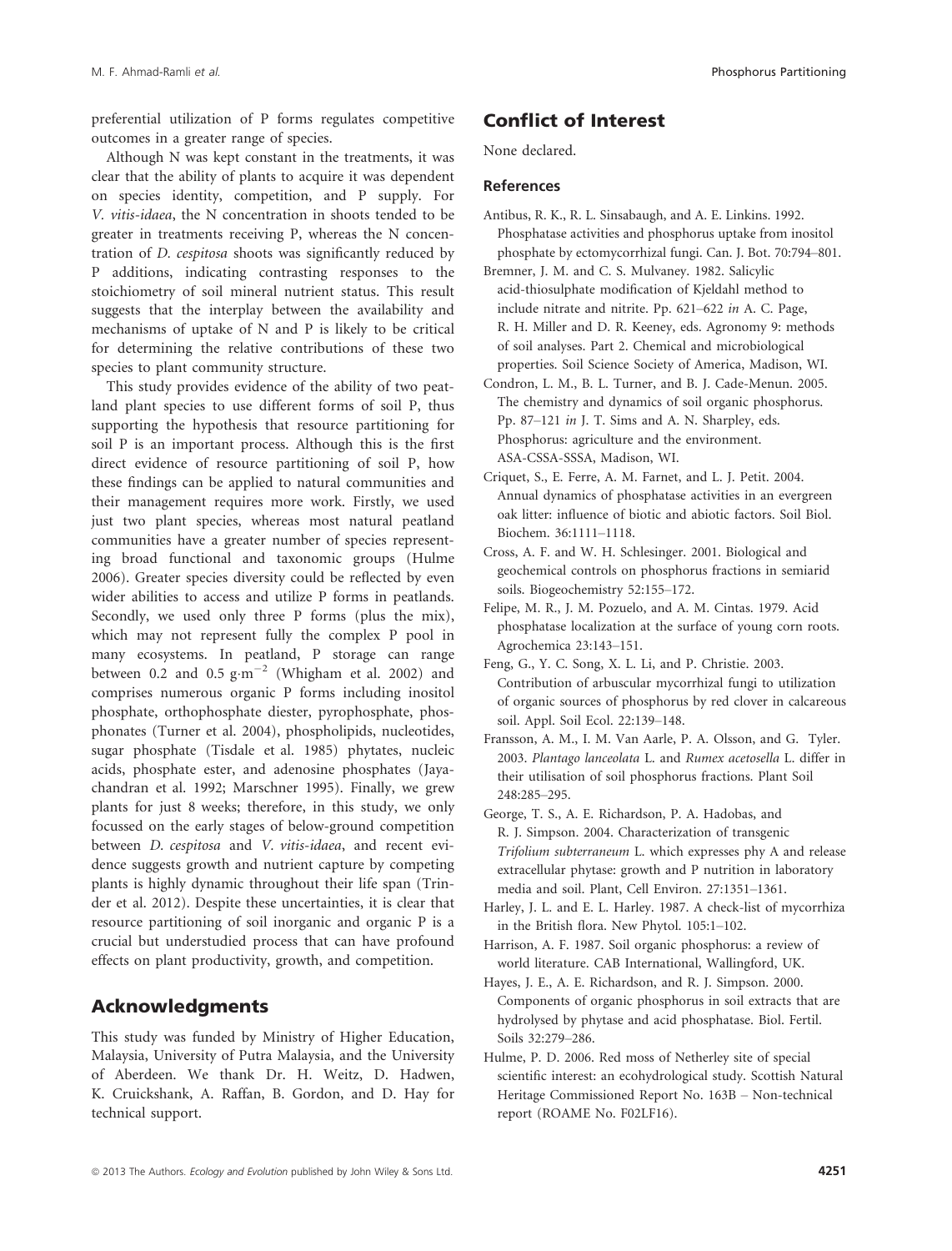preferential utilization of P forms regulates competitive outcomes in a greater range of species.

Although N was kept constant in the treatments, it was clear that the ability of plants to acquire it was dependent on species identity, competition, and P supply. For *V. vitis-idaea*, the N concentration in shoots tended to be greater in treatments receiving P, whereas the N concentration of *D. cespitosa* shoots was significantly reduced by P additions, indicating contrasting responses to the stoichiometry of soil mineral nutrient status. This result suggests that the interplay between the availability and mechanisms of uptake of N and P is likely to be critical for determining the relative contributions of these two species to plant community structure.

This study provides evidence of the ability of two peatland plant species to use different forms of soil P, thus supporting the hypothesis that resource partitioning for soil P is an important process. Although this is the first direct evidence of resource partitioning of soil P, how these findings can be applied to natural communities and their management requires more work. Firstly, we used just two plant species, whereas most natural peatland communities have a greater number of species representing broad functional and taxonomic groups (Hulme 2006). Greater species diversity could be reflected by even wider abilities to access and utilize P forms in peatlands. Secondly, we used only three P forms (plus the mix), which may not represent fully the complex P pool in many ecosystems. In peatland, P storage can range between 0.2 and 0.5 $g \cdot m^{-2}$ (Whigham et al. 2002) and comprises numerous organic P forms including inositol phosphate, orthophosphate diester, pyrophosphate, phosphonates (Turner et al. 2004), phospholipids, nucleotides, sugar phosphate (Tisdale et al. 1985) phytates, nucleic acids, phosphate ester, and adenosine phosphates (Jayachandran et al. 1992; Marschner 1995). Finally, we grew plants for just 8 weeks; therefore, in this study, we only focussed on the early stages of below-ground competition between *D. cespitosa* and *V. vitis-idaea*, and recent evidence suggests growth and nutrient capture by competing plants is highly dynamic throughout their life span (Trinder et al. 2012). Despite these uncertainties, it is clear that resource partitioning of soil inorganic and organic P is a crucial but understudied process that can have profound effects on plant productivity, growth, and competition.

## Acknowledgments

This study was funded by Ministry of Higher Education, Malaysia, University of Putra Malaysia, and the University of Aberdeen. We thank Dr. H. Weitz, D. Hadwen, K. Cruickshank, A. Raffan, B. Gordon, and D. Hay for technical support.

## Conflict of Interest

None declared.

### References

Antibus, R. K., R. L. Sinsabaugh, and A. E. Linkins. 1992. Phosphatase activities and phosphorus uptake from inositol phosphate by ectomycorrhizal fungi. Can. J. Bot. 70:794–801.

Bremner, J. M. and C. S. Mulvaney. 1982. Salicylic acid-thiosulphate modification of Kjeldahl method to include nitrate and nitrite. Pp. 621–622 *in* A. C. Page, R. H. Miller and D. R. Keeney, eds. Agronomy 9: methods of soil analyses. Part 2. Chemical and microbiological properties. Soil Science Society of America, Madison, WI.

Condron, L. M., B. L. Turner, and B. J. Cade-Menun. 2005. The chemistry and dynamics of soil organic phosphorus. Pp. 87–121 *in* J. T. Sims and A. N. Sharpley, eds. Phosphorus: agriculture and the environment. ASA-CSSA-SSSA, Madison, WI.

Criquet, S., E. Ferre, A. M. Farnet, and L. J. Petit. 2004. Annual dynamics of phosphatase activities in an evergreen oak litter: influence of biotic and abiotic factors. Soil Biol. Biochem. 36:1111–1118.

Cross, A. F. and W. H. Schlesinger. 2001. Biological and geochemical controls on phosphorus fractions in semiarid soils. Biogeochemistry 52:155–172.

Felipe, M. R., J. M. Pozuelo, and A. M. Cintas. 1979. Acid phosphatase localization at the surface of young corn roots. Agrochemica 23:143–151.

Feng, G., Y. C. Song, X. L. Li, and P. Christie. 2003. Contribution of arbuscular mycorrhizal fungi to utilization of organic sources of phosphorus by red clover in calcareous soil. Appl. Soil Ecol. 22:139–148.

Fransson, A. M., I. M. Van Aarle, P. A. Olsson, and G. Tyler. 2003. *Plantago lanceolata* L. and *Rumex acetosella* L. differ in their utilisation of soil phosphorus fractions. Plant Soil 248:285–295.

George, T. S., A. E. Richardson, P. A. Hadobas, and R. J. Simpson. 2004. Characterization of transgenic *Trifolium subterraneum* L. which expresses phy A and release extracellular phytase: growth and P nutrition in laboratory media and soil. Plant, Cell Environ. 27:1351–1361.

Harley, J. L. and E. L. Harley. 1987. A check-list of mycorrhiza in the British flora. New Phytol. 105:1–102.

Harrison, A. F. 1987. Soil organic phosphorus: a review of world literature. CAB International, Wallingford, UK.

Hayes, J. E., A. E. Richardson, and R. J. Simpson. 2000. Components of organic phosphorus in soil extracts that are hydrolysed by phytase and acid phosphatase. Biol. Fertil. Soils 32:279–286.

Hulme, P. D. 2006. Red moss of Netherley site of special scientific interest: an ecohydrological study. Scottish Natural Heritage Commissioned Report No. 163B – Non-technical report (ROAME No. F02LF16).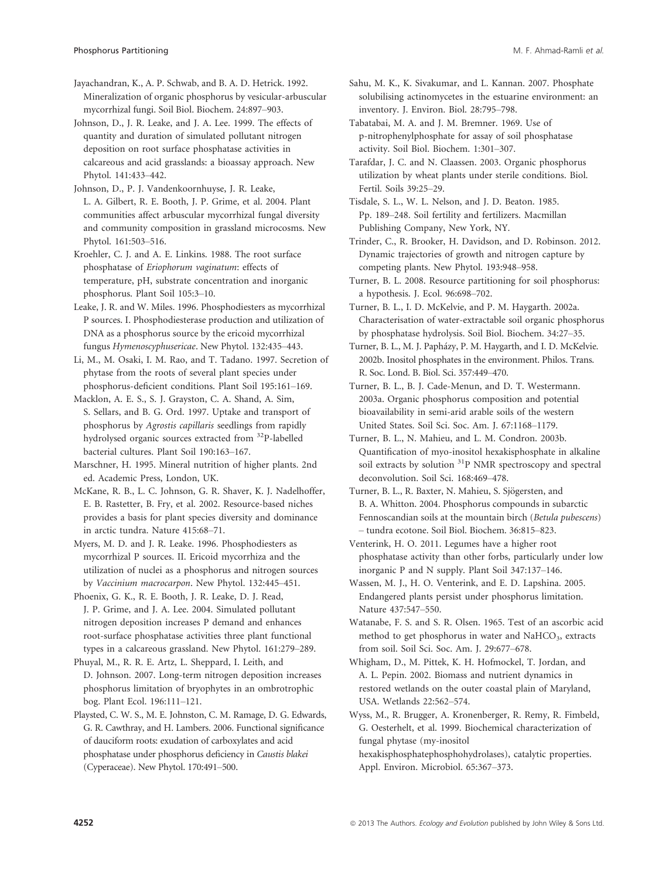Jayachandran, K., A. P. Schwab, and B. A. D. Hetrick. 1992. Mineralization of organic phosphorus by vesicular-arbuscular mycorrhizal fungi. Soil Biol. Biochem. 24:897–903.

Johnson, D., J. R. Leake, and J. A. Lee. 1999. The effects of quantity and duration of simulated pollutant nitrogen deposition on root surface phosphatase activities in calcareous and acid grasslands: a bioassay approach. New Phytol. 141:433–442.

Johnson, D., P. J. Vandenkoornhuyse, J. R. Leake, L. A. Gilbert, R. E. Booth, J. P. Grime, et al. 2004. Plant communities affect arbuscular mycorrhizal fungal diversity and community composition in grassland microcosms. New Phytol. 161:503–516.

Kroehler, C. J. and A. E. Linkins. 1988. The root surface phosphatase of *Eriophorum vaginatum*: effects of temperature, pH, substrate concentration and inorganic phosphorus. Plant Soil 105:3–10.

Leake, J. R. and W. Miles. 1996. Phosphodiesters as mycorrhizal P sources. I. Phosphodiesterase production and utilization of DNA as a phosphorus source by the ericoid mycorrhizal fungus *Hymenoscyphusericae*. New Phytol. 132:435–443.

Li, M., M. Osaki, I. M. Rao, and T. Tadano. 1997. Secretion of phytase from the roots of several plant species under phosphorus-deficient conditions. Plant Soil 195:161–169.

Macklon, A. E. S., S. J. Grayston, C. A. Shand, A. Sim, S. Sellars, and B. G. Ord. 1997. Uptake and transport of phosphorus by *Agrostis capillaris* seedlings from rapidly hydrolysed organic sources extracted from $^{32}$P-labelled bacterial cultures. Plant Soil 190:163–167.

Marschner, H. 1995. Mineral nutrition of higher plants. 2nd ed. Academic Press, London, UK.

McKane, R. B., L. C. Johnson, G. R. Shaver, K. J. Nadelhoffer, E. B. Rastetter, B. Fry, et al. 2002. Resource-based niches provides a basis for plant species diversity and dominance in arctic tundra. Nature 415:68–71.

Myers, M. D. and J. R. Leake. 1996. Phosphodiesters as mycorrhizal P sources. II. Ericoid mycorrhiza and the utilization of nuclei as a phosphorus and nitrogen sources by *Vaccinium macrocarpon*. New Phytol. 132:445–451.

Phoenix, G. K., R. E. Booth, J. R. Leake, D. J. Read, J. P. Grime, and J. A. Lee. 2004. Simulated pollutant nitrogen deposition increases P demand and enhances root-surface phosphatase activities three plant functional types in a calcareous grassland. New Phytol. 161:279–289.

Phuyal, M., R. R. E. Artz, L. Sheppard, I. Leith, and D. Johnson. 2007. Long-term nitrogen deposition increases phosphorus limitation of bryophytes in an ombrotrophic bog. Plant Ecol. 196:111–121.

Playsted, C. W. S., M. E. Johnston, C. M. Ramage, D. G. Edwards, G. R. Cawthray, and H. Lambers. 2006. Functional significance of dauciform roots: exudation of carboxylates and acid phosphatase under phosphorus deficiency in *Caustis blakei* (Cyperaceae). New Phytol. 170:491–500.

Sahu, M. K., K. Sivakumar, and L. Kannan. 2007. Phosphate solubilising actinomycetes in the estuarine environment: an inventory. J. Environ. Biol. 28:795–798.

Tabatabai, M. A. and J. M. Bremner. 1969. Use of p-nitrophenylphosphate for assay of soil phosphatase activity. Soil Biol. Biochem. 1:301–307.

Tarafdar, J. C. and N. Claassen. 2003. Organic phosphorus utilization by wheat plants under sterile conditions. Biol. Fertil. Soils 39:25–29.

Tisdale, S. L., W. L. Nelson, and J. D. Beaton. 1985. Pp. 189–248. Soil fertility and fertilizers. Macmillan Publishing Company, New York, NY.

Trinder, C., R. Brooker, H. Davidson, and D. Robinson. 2012. Dynamic trajectories of growth and nitrogen capture by competing plants. New Phytol. 193:948–958.

Turner, B. L. 2008. Resource partitioning for soil phosphorus: a hypothesis. J. Ecol. 96:698–702.

Turner, B. L., I. D. McKelvie, and P. M. Haygarth. 2002a. Characterisation of water-extractable soil organic phosphorus by phosphatase hydrolysis. Soil Biol. Biochem. 34:27–35.

Turner, B. L., M. J. Papházy, P. M. Haygarth, and I. D. McKelvie. 2002b. Inositol phosphates in the environment. Philos. Trans. R. Soc. Lond. B. Biol. Sci. 357:449–470.

Turner, B. L., B. J. Cade-Menun, and D. T. Westermann. 2003a. Organic phosphorus composition and potential bioavailability in semi-arid arable soils of the western United States. Soil Sci. Soc. Am. J. 67:1168–1179.

Turner, B. L., N. Mahieu, and L. M. Condron. 2003b. Quantification of myo-inositol hexakisphosphate in alkaline soil extracts by solution $^{31}$P NMR spectroscopy and spectral deconvolution. Soil Sci. 168:469–478.

Turner, B. L., R. Baxter, N. Mahieu, S. Sjögersten, and B. A. Whitton. 2004. Phosphorus compounds in subarctic Fennoscandian soils at the mountain birch (*Betula pubescens*) – tundra ecotone. Soil Biol. Biochem. 36:815–823.

Venterink, H. O. 2011. Legumes have a higher root phosphatase activity than other forbs, particularly under low inorganic P and N supply. Plant Soil 347:137–146.

Wassen, M. J., H. O. Venterink, and E. D. Lapshina. 2005. Endangered plants persist under phosphorus limitation. Nature 437:547–550.

Watanabe, F. S. and S. R. Olsen. 1965. Test of an ascorbic acid method to get phosphorus in water and $NaHCO_3$, extracts from soil. Soil Sci. Soc. Am. J. 29:677–678.

Whigham, D., M. Pittek, K. H. Hofmockel, T. Jordan, and A. L. Pepin. 2002. Biomass and nutrient dynamics in restored wetlands on the outer coastal plain of Maryland, USA. Wetlands 22:562–574.

Wyss, M., R. Brugger, A. Kronenberger, R. Remy, R. Fimbeld, G. Oesterhelt, et al. 1999. Biochemical characterization of fungal phytase (my-inositol hexakisphosphatephosphohydrolases), catalytic properties. Appl. Environ. Microbiol. 65:367–373.